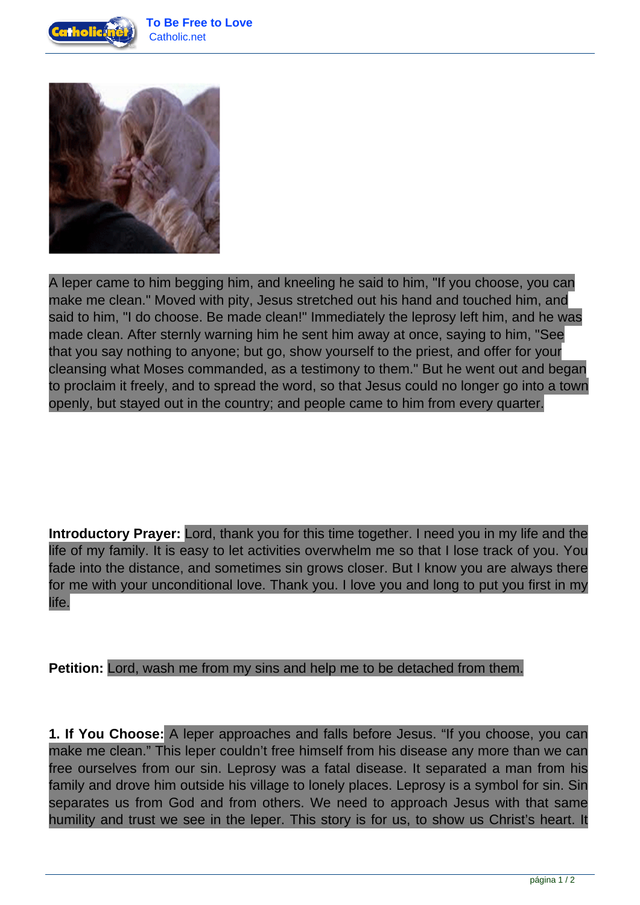A leper came to him begging him, and kneeling he said to him, "If you choose, you can make me clean." Moved with pity, Jesus stretched out his hand and touched him, and said to him, "I do choose. Be made clean!" Immediately the leprosy left him, and he was made clean. After sternly warning him he sent him away at once, saying to him, "See that you say nothing to anyone; but go, show yourself to the priest, and offer for your cleansing what Moses commanded, as a testimony to them." But he went out and began to proclaim it freely, and to spread the word, so that Jesus could no longer go into a town openly, but stayed out in the country; and people came to him from every quarter.

**Introductory Prayer:** Lord, thank you for this time together. I need you in my life and the life of my family. It is easy to let activities overwhelm me so that I lose track of you. You fade into the distance, and sometimes sin grows closer. But I know you are always there for me with your unconditional love. Thank you. I love you and long to put you first in my life.

**Petition:** Lord, wash me from my sins and help me to be detached from them.

**1. If You Choose:** A leper approaches and falls before Jesus. "If you choose, you can make me clean." This leper couldn't free himself from his disease any more than we can free ourselves from our sin. Leprosy was a fatal disease. It separated a man from his family and drove him outside his village to lonely places. Leprosy is a symbol for sin. Sin separates us from God and from others. We need to approach Jesus with that same humility and trust we see in the leper. This story is for us, to show us Christ's heart. It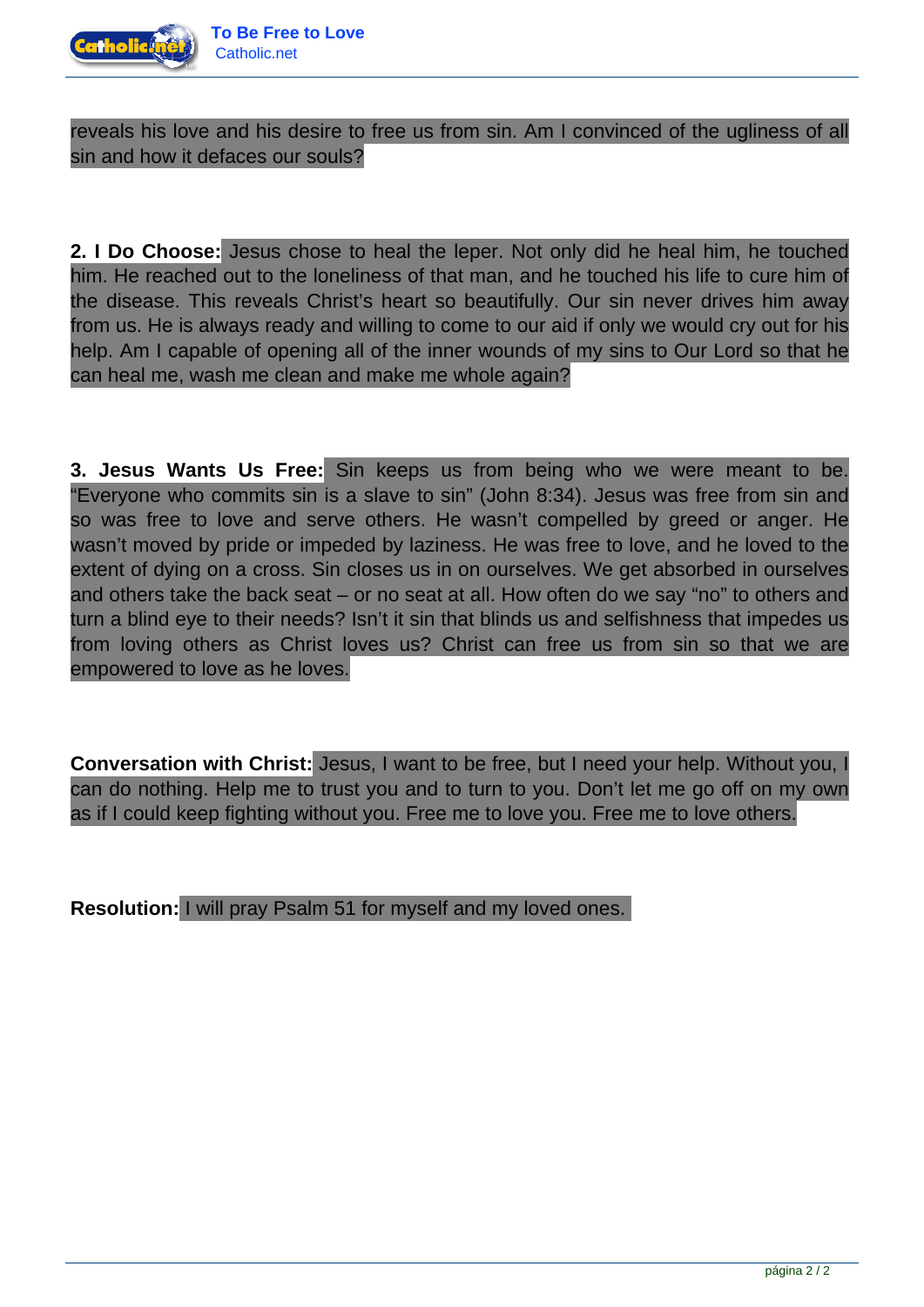reveals his love and his desire to free us from sin. Am I convinced of the ugliness of all sin and how it defaces our souls?

**2. I Do Choose:** Jesus chose to heal the leper. Not only did he heal him, he touched him. He reached out to the loneliness of that man, and he touched his life to cure him of the disease. This reveals Christ's heart so beautifully. Our sin never drives him away from us. He is always ready and willing to come to our aid if only we would cry out for his help. Am I capable of opening all of the inner wounds of my sins to Our Lord so that he can heal me, wash me clean and make me whole again?

**3. Jesus Wants Us Free:** Sin keeps us from being who we were meant to be. "Everyone who commits sin is a slave to sin" (John 8:34). Jesus was free from sin and so was free to love and serve others. He wasn't compelled by greed or anger. He wasn't moved by pride or impeded by laziness. He was free to love, and he loved to the extent of dying on a cross. Sin closes us in on ourselves. We get absorbed in ourselves and others take the back seat – or no seat at all. How often do we say "no" to others and turn a blind eye to their needs? Isn't it sin that blinds us and selfishness that impedes us from loving others as Christ loves us? Christ can free us from sin so that we are empowered to love as he loves.

**Conversation with Christ:** Jesus, I want to be free, but I need your help. Without you, I can do nothing. Help me to trust you and to turn to you. Don't let me go off on my own as if I could keep fighting without you. Free me to love you. Free me to love others.

**Resolution:** I will pray Psalm 51 for myself and my loved ones.